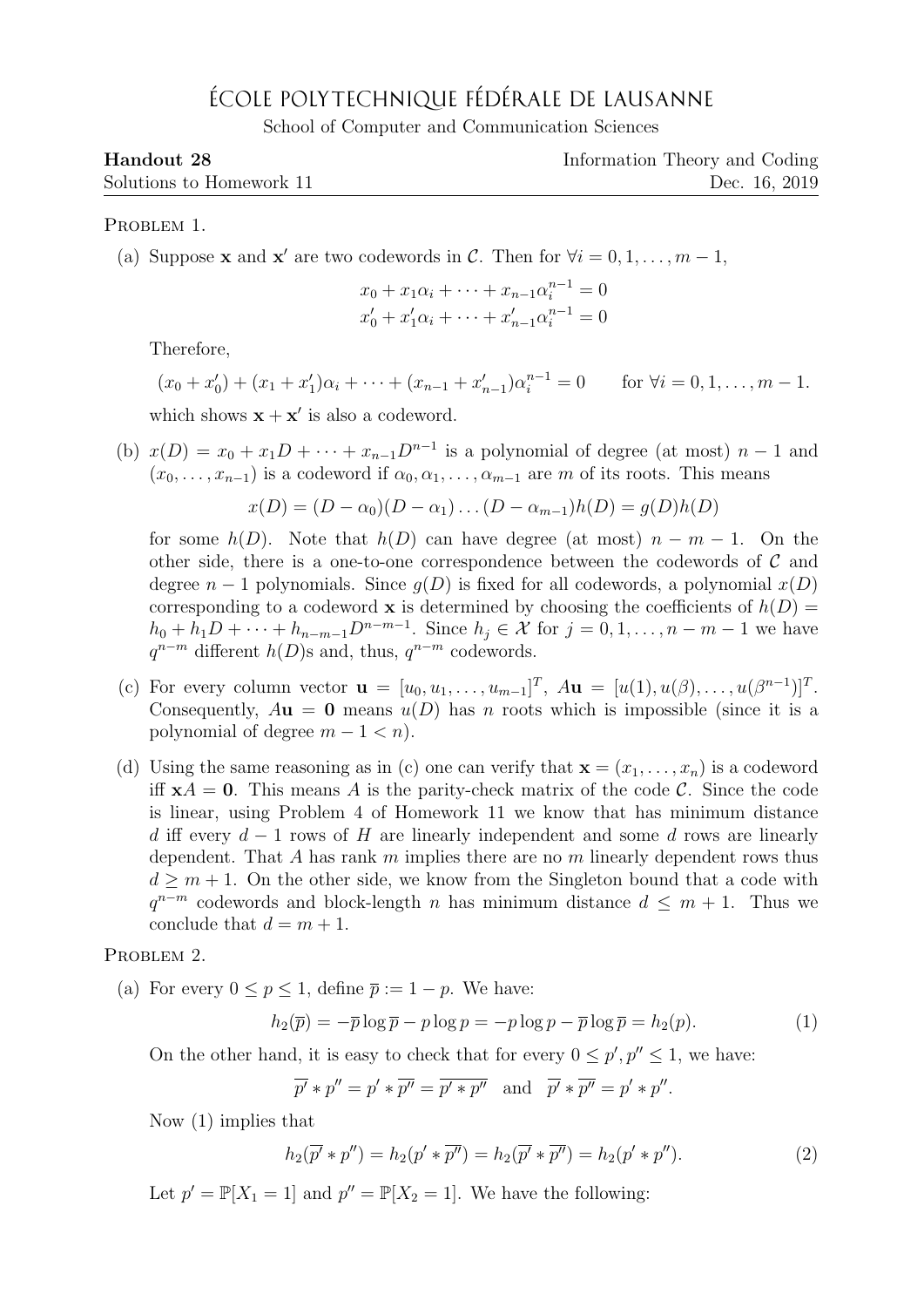# École Polytechnique Fédérale de Lausanne

School of Computer and Communication Sciences

**Handout 28** — Information Theory and Coding

Solutions to Homework 11 — Dec. 16, 2019

Problem 1.

(a) Suppose $\mathbf{x}$ and $\mathbf{x}'$ are two codewords in $\mathcal{C}$. Then for $\forall i = 0, 1, \ldots, m-1$,

$$x_0 + x_1\alpha_i + \cdots + x_{n-1}\alpha_i^{n-1} = 0$$
$$x'_0 + x'_1\alpha_i + \cdots + x'_{n-1}\alpha_i^{n-1} = 0$$

Therefore,

$$(x_0 + x'_0) + (x_1 + x'_1)\alpha_i + \cdots + (x_{n-1} + x'_{n-1})\alpha_i^{n-1} = 0 \qquad \text{for } \forall i = 0, 1, \ldots, m-1.$$

which shows $\mathbf{x} + \mathbf{x}'$ is also a codeword.

(b) $x(D) = x_0 + x_1 D + \cdots + x_{n-1}D^{n-1}$ is a polynomial of degree (at most) $n-1$ and $(x_0, \ldots, x_{n-1})$ is a codeword if $\alpha_0, \alpha_1, \ldots, \alpha_{m-1}$ are $m$ of its roots. This means

$$x(D) = (D - \alpha_0)(D - \alpha_1)\ldots(D - \alpha_{m-1})h(D) = g(D)h(D)$$

for some $h(D)$. Note that $h(D)$ can have degree (at most) $n - m - 1$. On the other side, there is a one-to-one correspondence between the codewords of $\mathcal{C}$ and degree $n-1$ polynomials. Since $g(D)$ is fixed for all codewords, a polynomial $x(D)$ corresponding to a codeword $\mathbf{x}$ is determined by choosing the coefficients of $h(D) = h_0 + h_1 D + \cdots + h_{n-m-1}D^{n-m-1}$. Since $h_j \in \mathcal{X}$ for $j = 0, 1, \ldots, n-m-1$ we have $q^{n-m}$ different $h(D)$s and, thus, $q^{n-m}$ codewords.

(c) For every column vector $\mathbf{u} = [u_0, u_1, \ldots, u_{m-1}]^T$, $A\mathbf{u} = [u(1), u(\beta), \ldots, u(\beta^{n-1})]^T$. Consequently, $A\mathbf{u} = \mathbf{0}$ means $u(D)$ has $n$ roots which is impossible (since it is a polynomial of degree $m - 1 < n$).

(d) Using the same reasoning as in (c) one can verify that $\mathbf{x} = (x_1, \ldots, x_n)$ is a codeword iff $\mathbf{x}A = \mathbf{0}$. This means $A$ is the parity-check matrix of the code $\mathcal{C}$. Since the code is linear, using Problem 4 of Homework 11 we know that has minimum distance $d$ iff every $d-1$ rows of $H$ are linearly independent and some $d$ rows are linearly dependent. That $A$ has rank $m$ implies there are no $m$ linearly dependent rows thus $d \geq m+1$. On the other side, we know from the Singleton bound that a code with $q^{n-m}$ codewords and block-length $n$ has minimum distance $d \leq m+1$. Thus we conclude that $d = m+1$.

Problem 2.

(a) For every $0 \leq p \leq 1$, define $\overline{p} := 1 - p$. We have:

$$h_2(\overline{p}) = -\overline{p}\log\overline{p} - p\log p = -p\log p - \overline{p}\log\overline{p} = h_2(p). \tag{1}$$

On the other hand, it is easy to check that for every $0 \leq p', p'' \leq 1$, we have:

$$\overline{p'} * p'' = p' * \overline{p''} = \overline{p' * p''} \quad \text{and} \quad \overline{p'} * \overline{p''} = p' * p''.$$

Now (1) implies that

$$h_2(\overline{p'} * p'') = h_2(p' * \overline{p''}) = h_2(\overline{p'} * \overline{p''}) = h_2(p' * p''). \tag{2}$$

Let $p' = \mathbb{P}[X_1 = 1]$ and $p'' = \mathbb{P}[X_2 = 1]$. We have the following: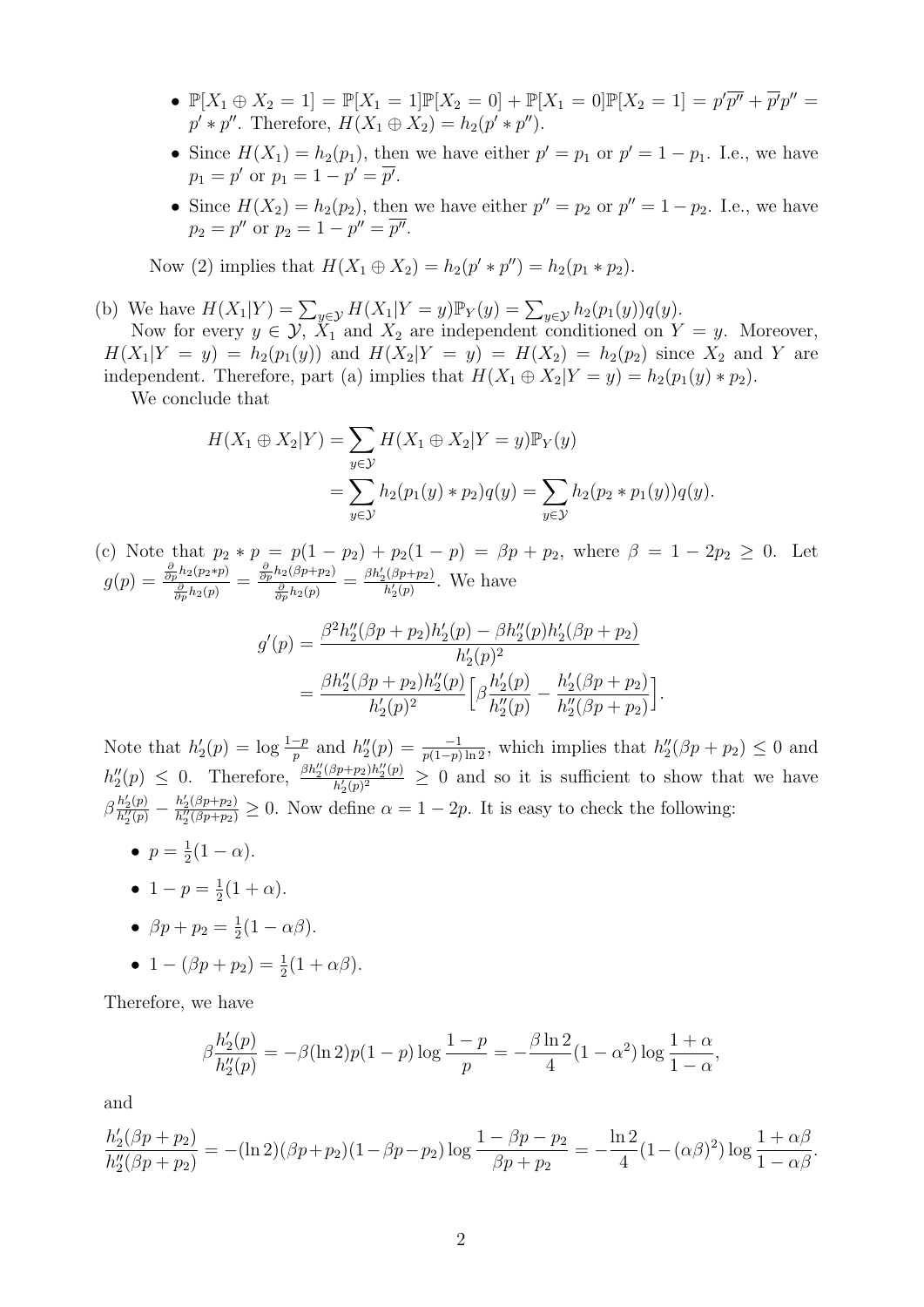- $\mathbb{P}[X_1 \oplus X_2 = 1] = \mathbb{P}[X_1 = 1]\mathbb{P}[X_2 = 0] + \mathbb{P}[X_1 = 0]\mathbb{P}[X_2 = 1] = p'\overline{p''} + \overline{p'}p'' = p' * p''$. Therefore, $H(X_1 \oplus X_2) = h_2(p' * p'')$.
- Since $H(X_1) = h_2(p_1)$, then we have either $p' = p_1$ or $p' = 1 - p_1$. I.e., we have $p_1 = p'$ or $p_1 = 1 - p' = \overline{p'}$.
- Since $H(X_2) = h_2(p_2)$, then we have either $p'' = p_2$ or $p'' = 1 - p_2$. I.e., we have $p_2 = p''$ or $p_2 = 1 - p'' = \overline{p''}$.

Now (2) implies that $H(X_1 \oplus X_2) = h_2(p' * p'') = h_2(p_1 * p_2)$.

(b) We have $H(X_1|Y) = \sum_{y \in \mathcal{Y}} H(X_1|Y = y)\mathbb{P}_Y(y) = \sum_{y \in \mathcal{Y}} h_2(p_1(y))q(y)$.

Now for every $y \in \mathcal{Y}$, $X_1$ and $X_2$ are independent conditioned on $Y = y$. Moreover, $H(X_1|Y = y) = h_2(p_1(y))$ and $H(X_2|Y = y) = H(X_2) = h_2(p_2)$ since $X_2$ and $Y$ are independent. Therefore, part (a) implies that $H(X_1 \oplus X_2|Y = y) = h_2(p_1(y) * p_2)$.

We conclude that

$$
\begin{aligned}
H(X_1 \oplus X_2|Y) &= \sum_{y \in \mathcal{Y}} H(X_1 \oplus X_2|Y = y)\mathbb{P}_Y(y) \\
&= \sum_{y \in \mathcal{Y}} h_2(p_1(y) * p_2)q(y) = \sum_{y \in \mathcal{Y}} h_2(p_2 * p_1(y))q(y).
\end{aligned}
$$

(c) Note that $p_2 * p = p(1 - p_2) + p_2(1 - p) = \beta p + p_2$, where $\beta = 1 - 2p_2 \geq 0$. Let $g(p) = \frac{\frac{\partial}{\partial p} h_2(p_2 * p)}{\frac{\partial}{\partial p} h_2(p)} = \frac{\frac{\partial}{\partial p} h_2(\beta p + p_2)}{\frac{\partial}{\partial p} h_2(p)} = \frac{\beta h_2'(\beta p + p_2)}{h_2'(p)}$. We have

$$
\begin{aligned}
g'(p) &= \frac{\beta^2 h_2''(\beta p + p_2)h_2'(p) - \beta h_2''(p)h_2'(\beta p + p_2)}{h_2'(p)^2} \\
&= \frac{\beta h_2''(\beta p + p_2)h_2''(p)}{h_2'(p)^2}\Big[\beta \frac{h_2'(p)}{h_2''(p)} - \frac{h_2'(\beta p + p_2)}{h_2''(\beta p + p_2)}\Big].
\end{aligned}
$$

Note that $h_2'(p) = \log \frac{1-p}{p}$ and $h_2''(p) = \frac{-1}{p(1-p)\ln 2}$, which implies that $h_2''(\beta p + p_2) \leq 0$ and $h_2''(p) \leq 0$. Therefore, $\frac{\beta h_2''(\beta p + p_2)h_2''(p)}{h_2'(p)^2} \geq 0$ and so it is sufficient to show that we have $\beta \frac{h_2'(p)}{h_2''(p)} - \frac{h_2'(\beta p + p_2)}{h_2''(\beta p + p_2)} \geq 0$. Now define $\alpha = 1 - 2p$. It is easy to check the following:

- $p = \frac{1}{2}(1 - \alpha)$.
- $1 - p = \frac{1}{2}(1 + \alpha)$.
- $\beta p + p_2 = \frac{1}{2}(1 - \alpha\beta)$.
- $1 - (\beta p + p_2) = \frac{1}{2}(1 + \alpha\beta)$.

Therefore, we have

$$
\beta \frac{h_2'(p)}{h_2''(p)} = -\beta(\ln 2)p(1 - p)\log \frac{1-p}{p} = -\frac{\beta \ln 2}{4}(1 - \alpha^2)\log \frac{1+\alpha}{1-\alpha},
$$

and

$$
\frac{h_2'(\beta p + p_2)}{h_2''(\beta p + p_2)} = -(\ln 2)(\beta p + p_2)(1 - \beta p - p_2)\log \frac{1 - \beta p - p_2}{\beta p + p_2} = -\frac{\ln 2}{4}(1 - (\alpha\beta)^2)\log \frac{1 + \alpha\beta}{1 - \alpha\beta}.
$$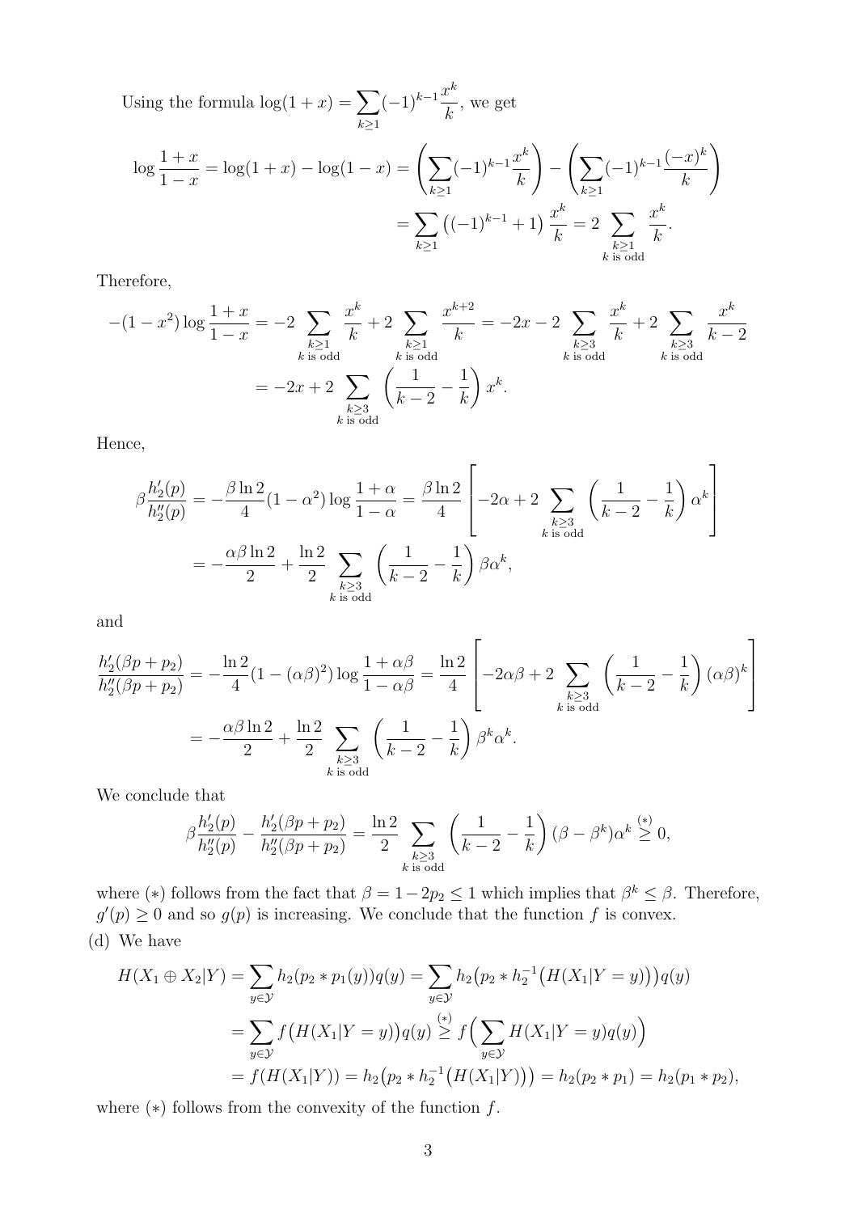Using the formula $\log(1+x) = \sum_{k\geq 1}(-1)^{k-1}\frac{x^k}{k}$, we get

$$\log\frac{1+x}{1-x} = \log(1+x) - \log(1-x) = \left(\sum_{k\geq 1}(-1)^{k-1}\frac{x^k}{k}\right) - \left(\sum_{k\geq 1}(-1)^{k-1}\frac{(-x)^k}{k}\right)$$

$$= \sum_{k\geq 1}\left((-1)^{k-1}+1\right)\frac{x^k}{k} = 2\sum_{\substack{k\geq 1\\ k \text{ is odd}}}\frac{x^k}{k}.$$

Therefore,

$$-(1-x^2)\log\frac{1+x}{1-x} = -2\sum_{\substack{k\geq 1\\ k \text{ is odd}}}\frac{x^k}{k} + 2\sum_{\substack{k\geq 1\\ k \text{ is odd}}}\frac{x^{k+2}}{k} = -2x - 2\sum_{\substack{k\geq 3\\ k \text{ is odd}}}\frac{x^k}{k} + 2\sum_{\substack{k\geq 3\\ k \text{ is odd}}}\frac{x^k}{k-2}$$

$$= -2x + 2\sum_{\substack{k\geq 3\\ k \text{ is odd}}}\left(\frac{1}{k-2}-\frac{1}{k}\right)x^k.$$

Hence,

$$\beta\frac{h_2'(p)}{h_2''(p)} = -\frac{\beta\ln 2}{4}(1-\alpha^2)\log\frac{1+\alpha}{1-\alpha} = \frac{\beta\ln 2}{4}\left[-2\alpha + 2\sum_{\substack{k\geq 3\\ k \text{ is odd}}}\left(\frac{1}{k-2}-\frac{1}{k}\right)\alpha^k\right]$$

$$= -\frac{\alpha\beta\ln 2}{2} + \frac{\ln 2}{2}\sum_{\substack{k\geq 3\\ k \text{ is odd}}}\left(\frac{1}{k-2}-\frac{1}{k}\right)\beta\alpha^k,$$

and

$$\frac{h_2'(\beta p + p_2)}{h_2''(\beta p + p_2)} = -\frac{\ln 2}{4}(1-(\alpha\beta)^2)\log\frac{1+\alpha\beta}{1-\alpha\beta} = \frac{\ln 2}{4}\left[-2\alpha\beta + 2\sum_{\substack{k\geq 3\\ k \text{ is odd}}}\left(\frac{1}{k-2}-\frac{1}{k}\right)(\alpha\beta)^k\right]$$

$$= -\frac{\alpha\beta\ln 2}{2} + \frac{\ln 2}{2}\sum_{\substack{k\geq 3\\ k \text{ is odd}}}\left(\frac{1}{k-2}-\frac{1}{k}\right)\beta^k\alpha^k.$$

We conclude that

$$\beta\frac{h_2'(p)}{h_2''(p)} - \frac{h_2'(\beta p + p_2)}{h_2''(\beta p + p_2)} = \frac{\ln 2}{2}\sum_{\substack{k\geq 3\\ k \text{ is odd}}}\left(\frac{1}{k-2}-\frac{1}{k}\right)(\beta-\beta^k)\alpha^k \overset{(*)}{\geq} 0,$$

where $(*)$ follows from the fact that $\beta = 1-2p_2 \leq 1$ which implies that $\beta^k \leq \beta$. Therefore, $g'(p) \geq 0$ and so $g(p)$ is increasing. We conclude that the function $f$ is convex.

(d) We have

$$H(X_1\oplus X_2|Y) = \sum_{y\in\mathcal{Y}} h_2(p_2 * p_1(y))q(y) = \sum_{y\in\mathcal{Y}} h_2\big(p_2 * h_2^{-1}\big(H(X_1|Y=y)\big)\big)q(y)$$

$$= \sum_{y\in\mathcal{Y}} f\big(H(X_1|Y=y)\big)q(y) \overset{(*)}{\geq} f\Big(\sum_{y\in\mathcal{Y}} H(X_1|Y=y)q(y)\Big)$$

$$= f(H(X_1|Y)) = h_2\big(p_2 * h_2^{-1}\big(H(X_1|Y)\big)\big) = h_2(p_2 * p_1) = h_2(p_1 * p_2),$$

where $(*)$ follows from the convexity of the function $f$.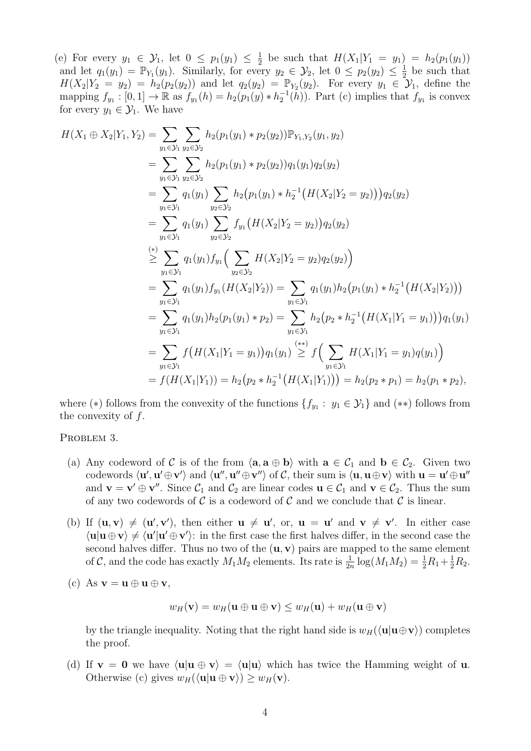(e) For every $y_1 \in \mathcal{Y}_1$, let $0 \le p_1(y_1) \le \frac{1}{2}$ be such that $H(X_1|Y_1 = y_1) = h_2(p_1(y_1))$ and let $q_1(y_1) = \mathbb{P}_{Y_1}(y_1)$. Similarly, for every $y_2 \in \mathcal{Y}_2$, let $0 \le p_2(y_2) \le \frac{1}{2}$ be such that $H(X_2|Y_2 = y_2) = h_2(p_2(y_2))$ and let $q_2(y_2) = \mathbb{P}_{Y_2}(y_2)$. For every $y_1 \in \mathcal{Y}_1$, define the mapping $f_{y_1} : [0, 1] \to \mathbb{R}$ as $f_{y_1}(h) = h_2(p_1(y) * h_2^{-1}(h))$. Part (c) implies that $f_{y_1}$ is convex for every $y_1 \in \mathcal{Y}_1$. We have

$$
\begin{aligned}
H(X_1 \oplus X_2|Y_1, Y_2) &= \sum_{y_1 \in \mathcal{Y}_1} \sum_{y_2 \in \mathcal{Y}_2} h_2(p_1(y_1) * p_2(y_2)) \mathbb{P}_{Y_1,Y_2}(y_1, y_2) \\
&= \sum_{y_1 \in \mathcal{Y}_1} \sum_{y_2 \in \mathcal{Y}_2} h_2(p_1(y_1) * p_2(y_2)) q_1(y_1) q_2(y_2) \\
&= \sum_{y_1 \in \mathcal{Y}_1} q_1(y_1) \sum_{y_2 \in \mathcal{Y}_2} h_2\big(p_1(y_1) * h_2^{-1}\big(H(X_2|Y_2 = y_2)\big)\big) q_2(y_2) \\
&= \sum_{y_1 \in \mathcal{Y}_1} q_1(y_1) \sum_{y_2 \in \mathcal{Y}_2} f_{y_1}\big(H(X_2|Y_2 = y_2)\big) q_2(y_2) \\
&\overset{(*)}{\ge} \sum_{y_1 \in \mathcal{Y}_1} q_1(y_1) f_{y_1}\Big( \sum_{y_2 \in \mathcal{Y}_2} H(X_2|Y_2 = y_2) q_2(y_2) \Big) \\
&= \sum_{y_1 \in \mathcal{Y}_1} q_1(y_1) f_{y_1}(H(X_2|Y_2)) = \sum_{y_1 \in \mathcal{Y}_1} q_1(y_1) h_2\big(p_1(y_1) * h_2^{-1}\big(H(X_2|Y_2)\big)\big) \\
&= \sum_{y_1 \in \mathcal{Y}_1} q_1(y_1) h_2(p_1(y_1) * p_2) = \sum_{y_1 \in \mathcal{Y}_1} h_2\big(p_2 * h_2^{-1}\big(H(X_1|Y_1 = y_1)\big)\big) q_1(y_1) \\
&= \sum_{y_1 \in \mathcal{Y}_1} f\big(H(X_1|Y_1 = y_1)\big) q_1(y_1) \overset{(**)}{\ge} f\Big( \sum_{y_1 \in \mathcal{Y}_1} H(X_1|Y_1 = y_1) q(y_1) \Big) \\
&= f(H(X_1|Y_1)) = h_2\big(p_2 * h_2^{-1}\big(H(X_1|Y_1)\big)\big) = h_2(p_2 * p_1) = h_2(p_1 * p_2),
\end{aligned}
$$

where $(*)$ follows from the convexity of the functions $\{f_{y_1} : y_1 \in \mathcal{Y}_1\}$ and $(**)$ follows from the convexity of $f$.

Problem 3.

(a) Any codeword of $\mathcal{C}$ is of the from $\langle \mathbf{a}, \mathbf{a} \oplus \mathbf{b} \rangle$ with $\mathbf{a} \in \mathcal{C}_1$ and $\mathbf{b} \in \mathcal{C}_2$. Given two codewords $\langle \mathbf{u}', \mathbf{u}' \oplus \mathbf{v}' \rangle$ and $\langle \mathbf{u}'', \mathbf{u}'' \oplus \mathbf{v}'' \rangle$ of $\mathcal{C}$, their sum is $\langle \mathbf{u}, \mathbf{u} \oplus \mathbf{v} \rangle$ with $\mathbf{u} = \mathbf{u}' \oplus \mathbf{u}''$ and $\mathbf{v} = \mathbf{v}' \oplus \mathbf{v}''$. Since $\mathcal{C}_1$ and $\mathcal{C}_2$ are linear codes $\mathbf{u} \in \mathcal{C}_1$ and $\mathbf{v} \in \mathcal{C}_2$. Thus the sum of any two codewords of $\mathcal{C}$ is a codeword of $\mathcal{C}$ and we conclude that $\mathcal{C}$ is linear.

(b) If $(\mathbf{u}, \mathbf{v}) \neq (\mathbf{u}', \mathbf{v}')$, then either $\mathbf{u} \neq \mathbf{u}'$, or, $\mathbf{u} = \mathbf{u}'$ and $\mathbf{v} \neq \mathbf{v}'$. In either case $\langle \mathbf{u} | \mathbf{u} \oplus \mathbf{v} \rangle \neq \langle \mathbf{u}' | \mathbf{u}' \oplus \mathbf{v}' \rangle$: in the first case the first halves differ, in the second case the second halves differ. Thus no two of the $(\mathbf{u}, \mathbf{v})$ pairs are mapped to the same element of $\mathcal{C}$, and the code has exactly $M_1 M_2$ elements. Its rate is $\frac{1}{2n} \log(M_1 M_2) = \frac{1}{2} R_1 + \frac{1}{2} R_2$.

(c) As $\mathbf{v} = \mathbf{u} \oplus \mathbf{u} \oplus \mathbf{v}$,

$$
w_H(\mathbf{v}) = w_H(\mathbf{u} \oplus \mathbf{u} \oplus \mathbf{v}) \le w_H(\mathbf{u}) + w_H(\mathbf{u} \oplus \mathbf{v})
$$

by the triangle inequality. Noting that the right hand side is $w_H(\langle \mathbf{u} | \mathbf{u} \oplus \mathbf{v} \rangle)$ completes the proof.

(d) If $\mathbf{v} = \mathbf{0}$ we have $\langle \mathbf{u} | \mathbf{u} \oplus \mathbf{v} \rangle = \langle \mathbf{u} | \mathbf{u} \rangle$ which has twice the Hamming weight of $\mathbf{u}$. Otherwise (c) gives $w_H(\langle \mathbf{u} | \mathbf{u} \oplus \mathbf{v} \rangle) \ge w_H(\mathbf{v})$.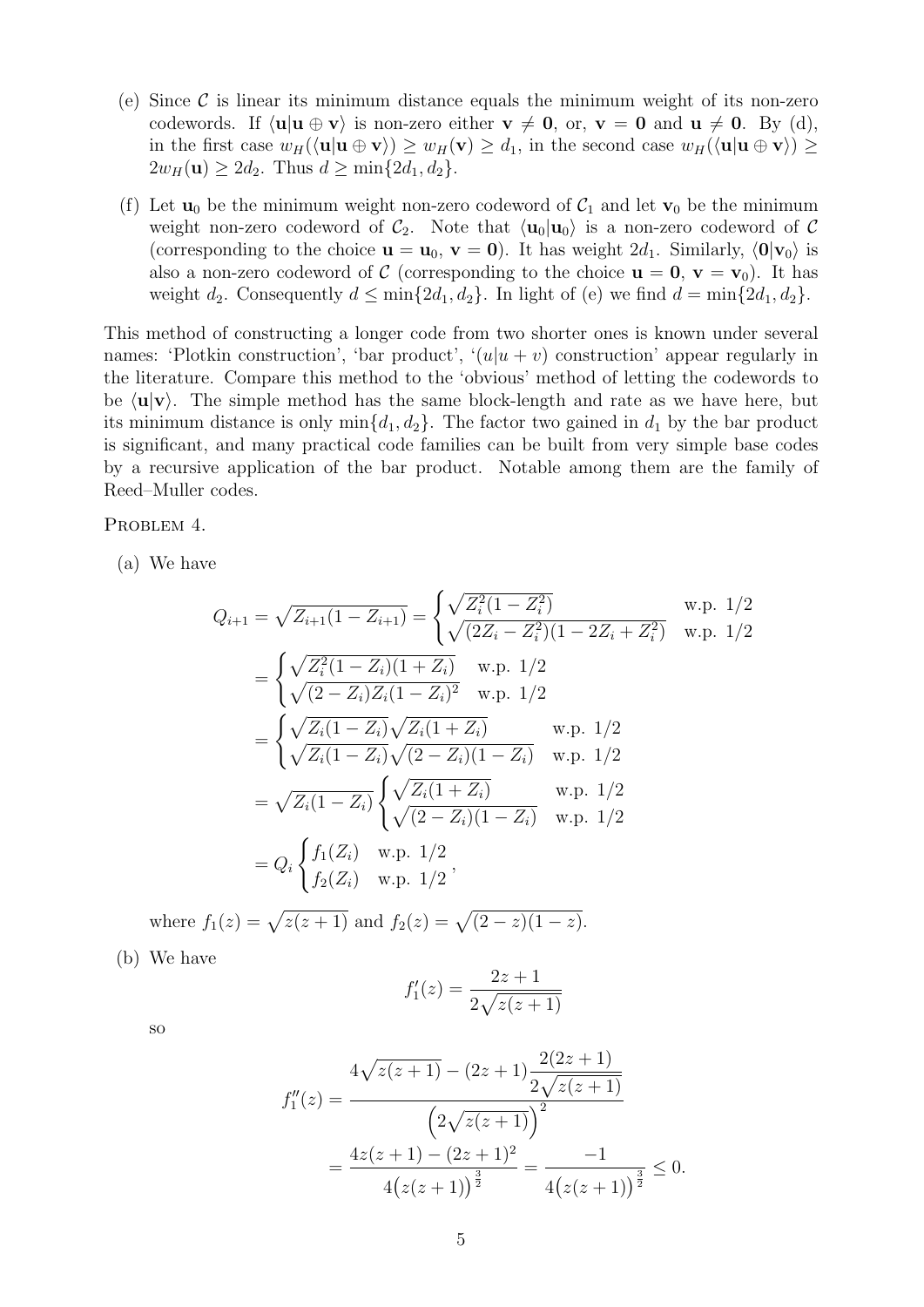(e) Since $\mathcal{C}$ is linear its minimum distance equals the minimum weight of its non-zero codewords. If $\langle \mathbf{u} | \mathbf{u} \oplus \mathbf{v} \rangle$ is non-zero either $\mathbf{v} \neq \mathbf{0}$, or, $\mathbf{v} = \mathbf{0}$ and $\mathbf{u} \neq \mathbf{0}$. By (d), in the first case $w_H(\langle \mathbf{u} | \mathbf{u} \oplus \mathbf{v} \rangle) \geq w_H(\mathbf{v}) \geq d_1$, in the second case $w_H(\langle \mathbf{u} | \mathbf{u} \oplus \mathbf{v} \rangle) \geq 2w_H(\mathbf{u}) \geq 2d_2$. Thus $d \geq \min\{2d_1, d_2\}$.

(f) Let $\mathbf{u}_0$ be the minimum weight non-zero codeword of $\mathcal{C}_1$ and let $\mathbf{v}_0$ be the minimum weight non-zero codeword of $\mathcal{C}_2$. Note that $\langle \mathbf{u}_0 | \mathbf{u}_0 \rangle$ is a non-zero codeword of $\mathcal{C}$ (corresponding to the choice $\mathbf{u} = \mathbf{u}_0$, $\mathbf{v} = \mathbf{0}$). It has weight $2d_1$. Similarly, $\langle \mathbf{0} | \mathbf{v}_0 \rangle$ is also a non-zero codeword of $\mathcal{C}$ (corresponding to the choice $\mathbf{u} = \mathbf{0}$, $\mathbf{v} = \mathbf{v}_0$). It has weight $d_2$. Consequently $d \leq \min\{2d_1, d_2\}$. In light of (e) we find $d = \min\{2d_1, d_2\}$.

This method of constructing a longer code from two shorter ones is known under several names: 'Plotkin construction', 'bar product', '$(u|u+v)$ construction' appear regularly in the literature. Compare this method to the 'obvious' method of letting the codewords to be $\langle \mathbf{u} | \mathbf{v} \rangle$. The simple method has the same block-length and rate as we have here, but its minimum distance is only $\min\{d_1, d_2\}$. The factor two gained in $d_1$ by the bar product is significant, and many practical code families can be built from very simple base codes by a recursive application of the bar product. Notable among them are the family of Reed–Muller codes.

Problem 4.

(a) We have

$$
\begin{aligned}
Q_{i+1} = \sqrt{Z_{i+1}(1 - Z_{i+1})} &= \begin{cases} \sqrt{Z_i^2(1 - Z_i^2)} & \text{w.p. } 1/2 \\ \sqrt{(2Z_i - Z_i^2)(1 - 2Z_i + Z_i^2)} & \text{w.p. } 1/2 \end{cases} \\
&= \begin{cases} \sqrt{Z_i^2(1 - Z_i)(1 + Z_i)} & \text{w.p. } 1/2 \\ \sqrt{(2 - Z_i)Z_i(1 - Z_i)^2} & \text{w.p. } 1/2 \end{cases} \\
&= \begin{cases} \sqrt{Z_i(1 - Z_i)}\sqrt{Z_i(1 + Z_i)} & \text{w.p. } 1/2 \\ \sqrt{Z_i(1 - Z_i)}\sqrt{(2 - Z_i)(1 - Z_i)} & \text{w.p. } 1/2 \end{cases} \\
&= \sqrt{Z_i(1 - Z_i)} \begin{cases} \sqrt{Z_i(1 + Z_i)} & \text{w.p. } 1/2 \\ \sqrt{(2 - Z_i)(1 - Z_i)} & \text{w.p. } 1/2 \end{cases} \\
&= Q_i \begin{cases} f_1(Z_i) & \text{w.p. } 1/2 \\ f_2(Z_i) & \text{w.p. } 1/2 \end{cases},
\end{aligned}
$$

where $f_1(z) = \sqrt{z(z+1)}$ and $f_2(z) = \sqrt{(2-z)(1-z)}$.

(b) We have

$$
f_1'(z) = \frac{2z + 1}{2\sqrt{z(z+1)}}
$$

so

$$
\begin{aligned}
f_1''(z) &= \frac{4\sqrt{z(z+1)} - (2z+1)\dfrac{2(2z+1)}{2\sqrt{z(z+1)}}}{\left(2\sqrt{z(z+1)}\right)^2} \\
&= \frac{4z(z+1) - (2z+1)^2}{4\big(z(z+1)\big)^{\frac{3}{2}}} = \frac{-1}{4\big(z(z+1)\big)^{\frac{3}{2}}} \leq 0.
\end{aligned}
$$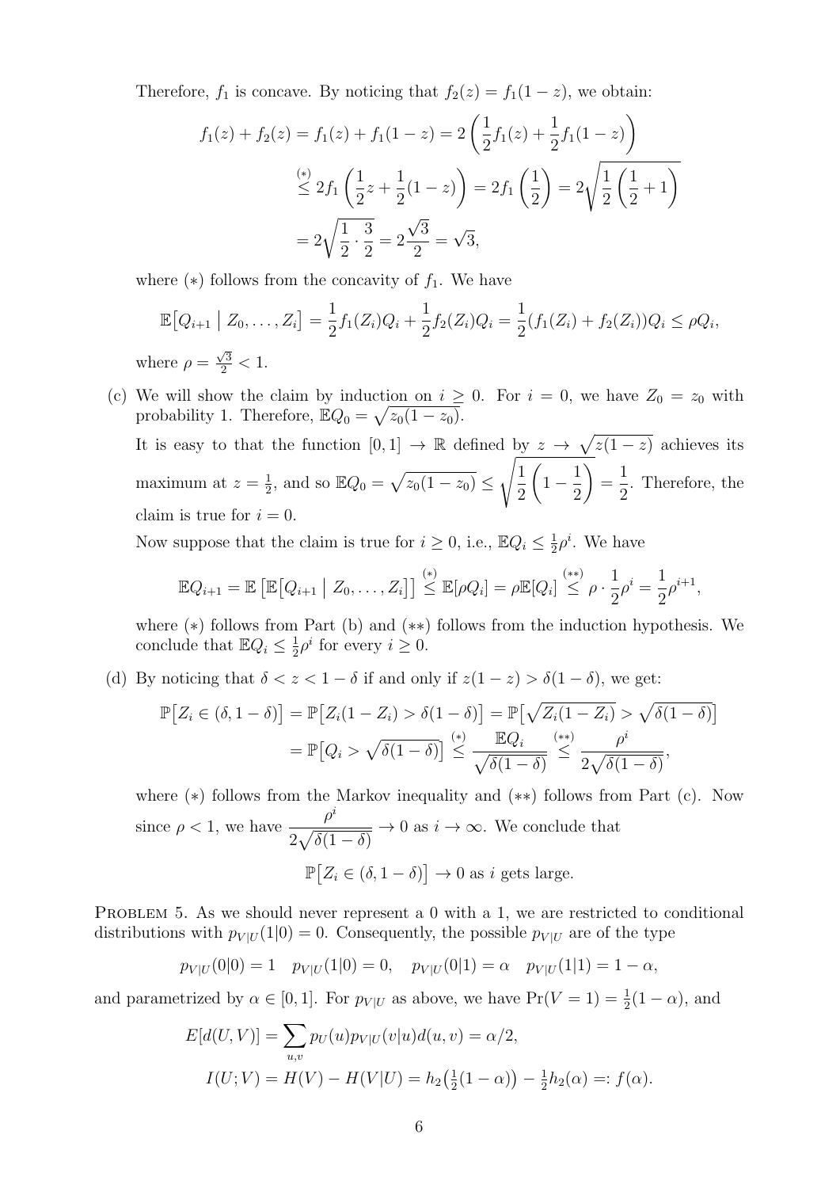Therefore, $f_1$ is concave. By noticing that $f_2(z) = f_1(1-z)$, we obtain:

$$
\begin{aligned}
f_1(z) + f_2(z) &= f_1(z) + f_1(1-z) = 2\left(\frac{1}{2}f_1(z) + \frac{1}{2}f_1(1-z)\right) \\
&\overset{(*)}{\leq} 2f_1\left(\frac{1}{2}z + \frac{1}{2}(1-z)\right) = 2f_1\left(\frac{1}{2}\right) = 2\sqrt{\frac{1}{2}\left(\frac{1}{2}+1\right)} \\
&= 2\sqrt{\frac{1}{2}\cdot\frac{3}{2}} = 2\frac{\sqrt{3}}{2} = \sqrt{3},
\end{aligned}
$$

where $(*)$ follows from the concavity of $f_1$. We have

$$
\mathbb{E}\big[Q_{i+1} \mid Z_0,\ldots,Z_i\big] = \frac{1}{2}f_1(Z_i)Q_i + \frac{1}{2}f_2(Z_i)Q_i = \frac{1}{2}(f_1(Z_i)+f_2(Z_i))Q_i \leq \rho Q_i,
$$

where $\rho = \frac{\sqrt{3}}{2} < 1$.

(c) We will show the claim by induction on $i \geq 0$. For $i = 0$, we have $Z_0 = z_0$ with probability 1. Therefore, $\mathbb{E}Q_0 = \sqrt{z_0(1-z_0)}$.

It is easy to that the function $[0,1] \to \mathbb{R}$ defined by $z \to \sqrt{z(1-z)}$ achieves its maximum at $z = \frac{1}{2}$, and so $\mathbb{E}Q_0 = \sqrt{z_0(1-z_0)} \leq \sqrt{\frac{1}{2}\left(1-\frac{1}{2}\right)} = \frac{1}{2}$. Therefore, the claim is true for $i = 0$.

Now suppose that the claim is true for $i \geq 0$, i.e., $\mathbb{E}Q_i \leq \frac{1}{2}\rho^i$. We have

$$
\mathbb{E}Q_{i+1} = \mathbb{E}\left[\mathbb{E}\big[Q_{i+1} \mid Z_0,\ldots,Z_i\big]\right] \overset{(*)}{\leq} \mathbb{E}[\rho Q_i] = \rho\mathbb{E}[Q_i] \overset{(**)}{\leq} \rho\cdot\frac{1}{2}\rho^i = \frac{1}{2}\rho^{i+1},
$$

where $(*)$ follows from Part (b) and $(**)$ follows from the induction hypothesis. We conclude that $\mathbb{E}Q_i \leq \frac{1}{2}\rho^i$ for every $i \geq 0$.

(d) By noticing that $\delta < z < 1-\delta$ if and only if $z(1-z) > \delta(1-\delta)$, we get:

$$
\begin{aligned}
\mathbb{P}\big[Z_i \in (\delta, 1-\delta)\big] &= \mathbb{P}\big[Z_i(1-Z_i) > \delta(1-\delta)\big] = \mathbb{P}\big[\sqrt{Z_i(1-Z_i)} > \sqrt{\delta(1-\delta)}\big] \\
&= \mathbb{P}\big[Q_i > \sqrt{\delta(1-\delta)}\big] \overset{(*)}{\leq} \frac{\mathbb{E}Q_i}{\sqrt{\delta(1-\delta)}} \overset{(**)}{\leq} \frac{\rho^i}{2\sqrt{\delta(1-\delta)}},
\end{aligned}
$$

where $(*)$ follows from the Markov inequality and $(**)$ follows from Part (c). Now since $\rho < 1$, we have $\frac{\rho^i}{2\sqrt{\delta(1-\delta)}} \to 0$ as $i \to \infty$. We conclude that

$$
\mathbb{P}\big[Z_i \in (\delta, 1-\delta)\big] \to 0 \text{ as } i \text{ gets large.}
$$

PROBLEM 5. As we should never represent a 0 with a 1, we are restricted to conditional distributions with $p_{V|U}(1|0) = 0$. Consequently, the possible $p_{V|U}$ are of the type

$$
p_{V|U}(0|0) = 1 \quad p_{V|U}(1|0) = 0, \quad p_{V|U}(0|1) = \alpha \quad p_{V|U}(1|1) = 1-\alpha,
$$

and parametrized by $\alpha \in [0,1]$. For $p_{V|U}$ as above, we have $\Pr(V=1) = \frac{1}{2}(1-\alpha)$, and

$$
\begin{aligned}
E[d(U,V)] &= \sum_{u,v} p_U(u)p_{V|U}(v|u)d(u,v) = \alpha/2, \\
I(U;V) &= H(V) - H(V|U) = h_2\big(\tfrac{1}{2}(1-\alpha)\big) - \tfrac{1}{2}h_2(\alpha) =: f(\alpha).
\end{aligned}
$$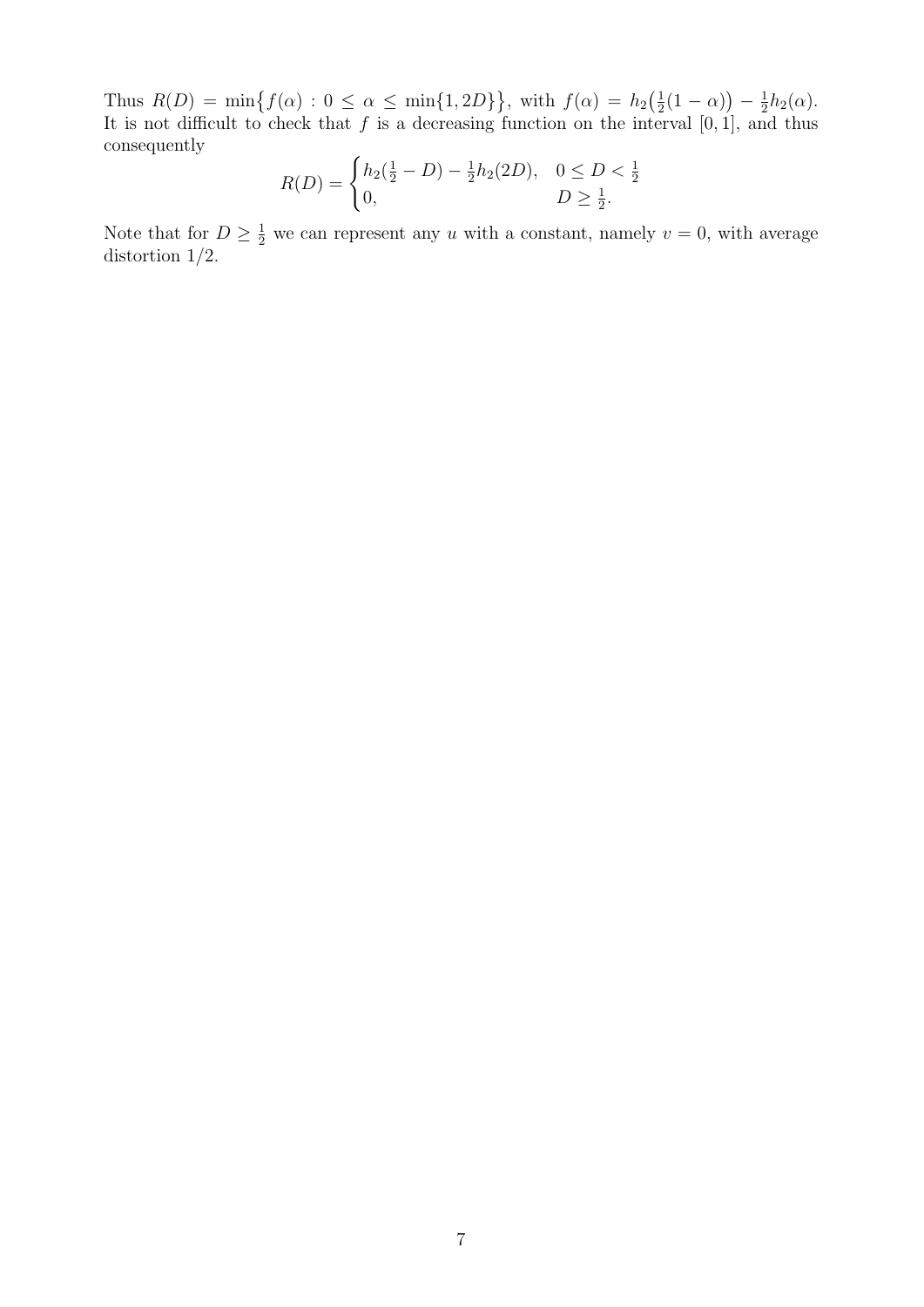Thus $R(D) = \min\{f(\alpha) : 0 \leq \alpha \leq \min\{1, 2D\}\}$, with $f(\alpha) = h_2\big(\frac{1}{2}(1-\alpha)\big) - \frac{1}{2}h_2(\alpha)$. It is not difficult to check that $f$ is a decreasing function on the interval $[0,1]$, and thus consequently

$$R(D) = \begin{cases} h_2(\frac{1}{2} - D) - \frac{1}{2}h_2(2D), & 0 \leq D < \frac{1}{2} \\ 0, & D \geq \frac{1}{2}. \end{cases}$$

Note that for $D \geq \frac{1}{2}$ we can represent any $u$ with a constant, namely $v = 0$, with average distortion $1/2$.